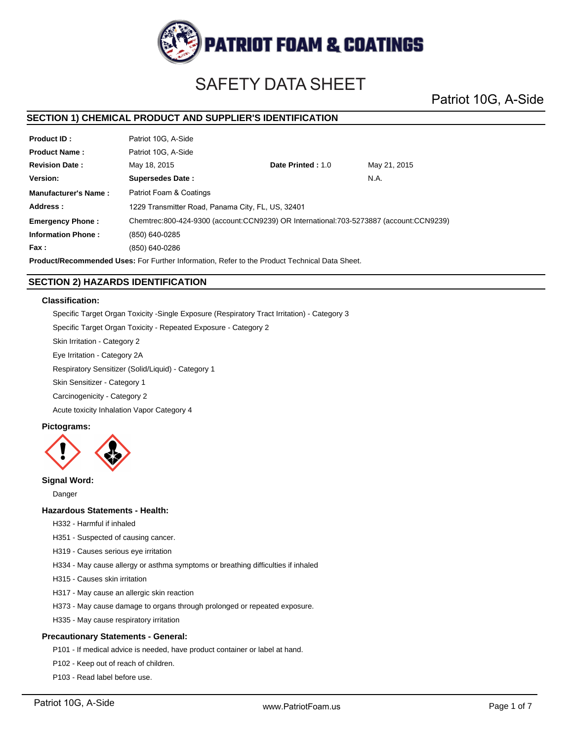# SAFETY DATA SHEET

Patriot 10G, A-Side

## SECTION 1) CHEMICAL PRODUCT AND SUPPLIER'S IDENTIFICATION

| | | | |
|---|---|---|---|
| **Product ID :** | Patriot 10G, A-Side | | |
| **Product Name :** | Patriot 10G, A-Side | | |
| **Revision Date :** | May 18, 2015 | **Date Printed :** 1.0 | May 21, 2015 |
| **Version:** | **Supersedes Date :** | | N.A. |
| **Manufacturer's Name :** | Patriot Foam & Coatings | | |
| **Address :** | 1229 Transmitter Road, Panama City, FL, US, 32401 | | |
| **Emergency Phone :** | Chemtrec:800-424-9300 (account:CCN9239) OR International:703-5273887 (account:CCN9239) | | |
| **Information Phone :** | (850) 640-0285 | | |
| **Fax :** | (850) 640-0286 | | |

**Product/Recommended Uses:** For Further Information, Refer to the Product Technical Data Sheet.

## SECTION 2) HAZARDS IDENTIFICATION

### Classification:

Specific Target Organ Toxicity -Single Exposure (Respiratory Tract Irritation) - Category 3

Specific Target Organ Toxicity - Repeated Exposure - Category 2

Skin Irritation - Category 2

Eye Irritation - Category 2A

Respiratory Sensitizer (Solid/Liquid) - Category 1

Skin Sensitizer - Category 1

Carcinogenicity - Category 2

Acute toxicity Inhalation Vapor Category 4

### Pictograms:

### Signal Word:

Danger

### Hazardous Statements - Health:

H332 - Harmful if inhaled

H351 - Suspected of causing cancer.

H319 - Causes serious eye irritation

H334 - May cause allergy or asthma symptoms or breathing difficulties if inhaled

H315 - Causes skin irritation

H317 - May cause an allergic skin reaction

H373 - May cause damage to organs through prolonged or repeated exposure.

H335 - May cause respiratory irritation

### Precautionary Statements - General:

P101 - If medical advice is needed, have product container or label at hand.

P102 - Keep out of reach of children.

P103 - Read label before use.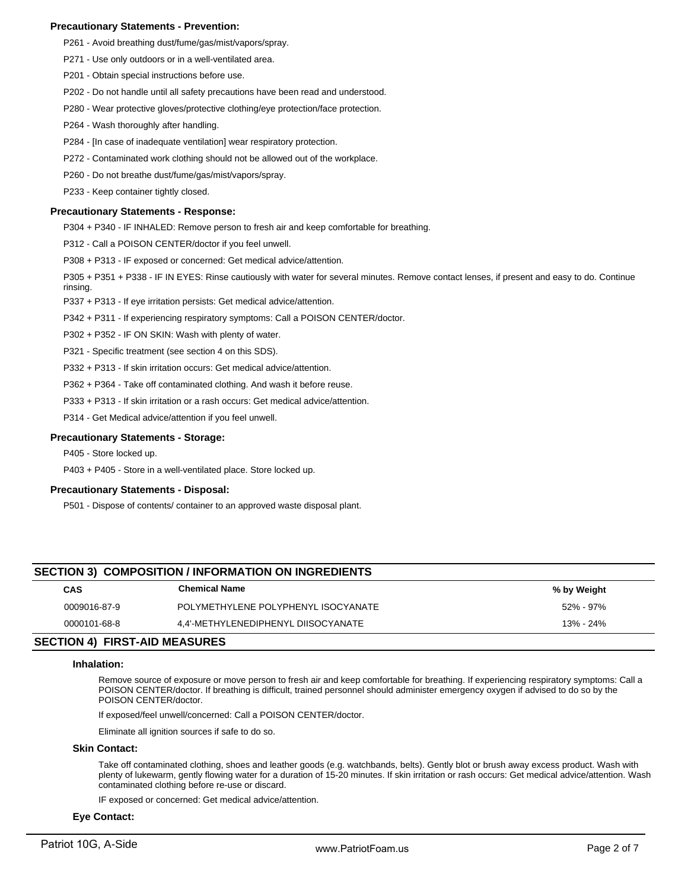### Precautionary Statements - Prevention:

P261 - Avoid breathing dust/fume/gas/mist/vapors/spray.

P271 - Use only outdoors or in a well-ventilated area.

P201 - Obtain special instructions before use.

P202 - Do not handle until all safety precautions have been read and understood.

P280 - Wear protective gloves/protective clothing/eye protection/face protection.

P264 - Wash thoroughly after handling.

P284 - [In case of inadequate ventilation] wear respiratory protection.

P272 - Contaminated work clothing should not be allowed out of the workplace.

P260 - Do not breathe dust/fume/gas/mist/vapors/spray.

P233 - Keep container tightly closed.

### Precautionary Statements - Response:

P304 + P340 - IF INHALED: Remove person to fresh air and keep comfortable for breathing.

P312 - Call a POISON CENTER/doctor if you feel unwell.

P308 + P313 - IF exposed or concerned: Get medical advice/attention.

P305 + P351 + P338 - IF IN EYES: Rinse cautiously with water for several minutes. Remove contact lenses, if present and easy to do. Continue rinsing.

P337 + P313 - If eye irritation persists: Get medical advice/attention.

P342 + P311 - If experiencing respiratory symptoms: Call a POISON CENTER/doctor.

P302 + P352 - IF ON SKIN: Wash with plenty of water.

P321 - Specific treatment (see section 4 on this SDS).

P332 + P313 - If skin irritation occurs: Get medical advice/attention.

P362 + P364 - Take off contaminated clothing. And wash it before reuse.

P333 + P313 - If skin irritation or a rash occurs: Get medical advice/attention.

P314 - Get Medical advice/attention if you feel unwell.

### Precautionary Statements - Storage:

P405 - Store locked up.

P403 + P405 - Store in a well-ventilated place. Store locked up.

### Precautionary Statements - Disposal:

P501 - Dispose of contents/ container to an approved waste disposal plant.

## SECTION 3) COMPOSITION / INFORMATION ON INGREDIENTS

| CAS | Chemical Name | % by Weight |
|---|---|---|
| 0009016-87-9 | POLYMETHYLENE POLYPHENYL ISOCYANATE | 52% - 97% |
| 0000101-68-8 | 4,4'-METHYLENEDIPHENYL DIISOCYANATE | 13% - 24% |

## SECTION 4) FIRST-AID MEASURES

### Inhalation:

Remove source of exposure or move person to fresh air and keep comfortable for breathing. If experiencing respiratory symptoms: Call a POISON CENTER/doctor. If breathing is difficult, trained personnel should administer emergency oxygen if advised to do so by the POISON CENTER/doctor.

If exposed/feel unwell/concerned: Call a POISON CENTER/doctor.

Eliminate all ignition sources if safe to do so.

### Skin Contact:

Take off contaminated clothing, shoes and leather goods (e.g. watchbands, belts). Gently blot or brush away excess product. Wash with plenty of lukewarm, gently flowing water for a duration of 15-20 minutes. If skin irritation or rash occurs: Get medical advice/attention. Wash contaminated clothing before re-use or discard.

IF exposed or concerned: Get medical advice/attention.

### Eye Contact: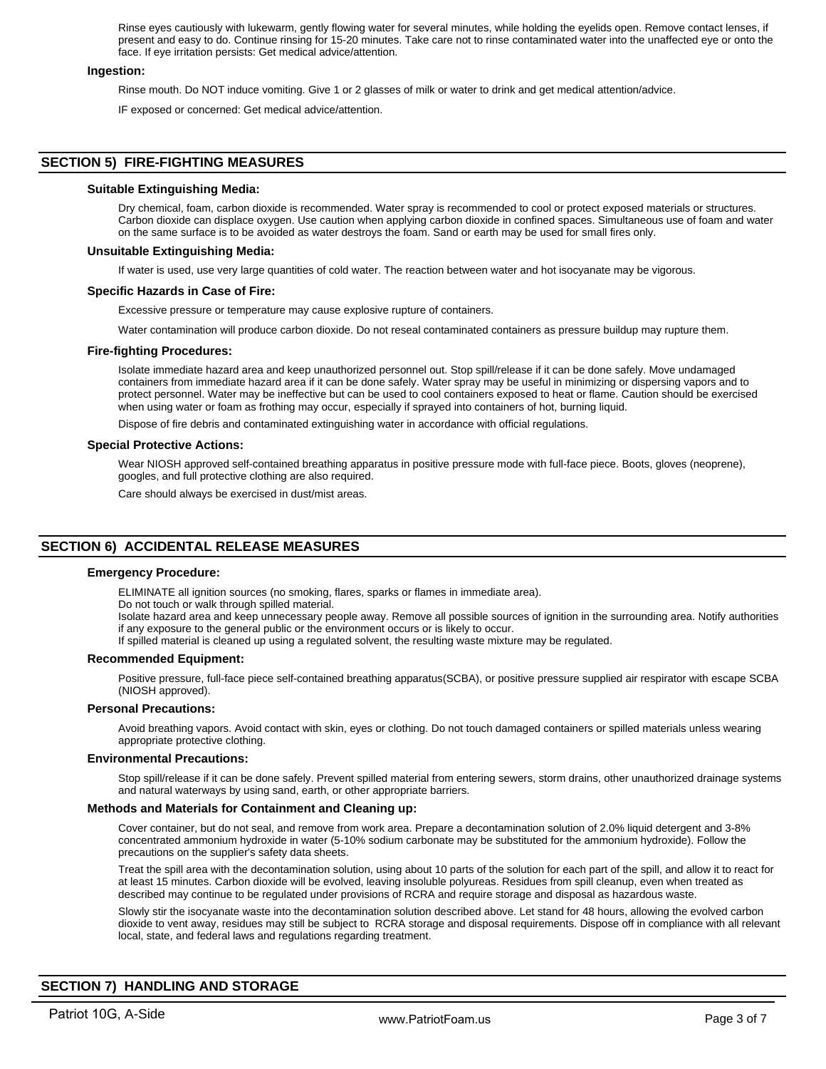Rinse eyes cautiously with lukewarm, gently flowing water for several minutes, while holding the eyelids open. Remove contact lenses, if present and easy to do. Continue rinsing for 15-20 minutes. Take care not to rinse contaminated water into the unaffected eye or onto the face. If eye irritation persists: Get medical advice/attention.

**Ingestion:**

Rinse mouth. Do NOT induce vomiting. Give 1 or 2 glasses of milk or water to drink and get medical attention/advice.

IF exposed or concerned: Get medical advice/attention.

## SECTION 5) FIRE-FIGHTING MEASURES

**Suitable Extinguishing Media:**

Dry chemical, foam, carbon dioxide is recommended. Water spray is recommended to cool or protect exposed materials or structures. Carbon dioxide can displace oxygen. Use caution when applying carbon dioxide in confined spaces. Simultaneous use of foam and water on the same surface is to be avoided as water destroys the foam. Sand or earth may be used for small fires only.

**Unsuitable Extinguishing Media:**

If water is used, use very large quantities of cold water. The reaction between water and hot isocyanate may be vigorous.

**Specific Hazards in Case of Fire:**

Excessive pressure or temperature may cause explosive rupture of containers.

Water contamination will produce carbon dioxide. Do not reseal contaminated containers as pressure buildup may rupture them.

**Fire-fighting Procedures:**

Isolate immediate hazard area and keep unauthorized personnel out. Stop spill/release if it can be done safely. Move undamaged containers from immediate hazard area if it can be done safely. Water spray may be useful in minimizing or dispersing vapors and to protect personnel. Water may be ineffective but can be used to cool containers exposed to heat or flame. Caution should be exercised when using water or foam as frothing may occur, especially if sprayed into containers of hot, burning liquid.

Dispose of fire debris and contaminated extinguishing water in accordance with official regulations.

**Special Protective Actions:**

Wear NIOSH approved self-contained breathing apparatus in positive pressure mode with full-face piece. Boots, gloves (neoprene), googles, and full protective clothing are also required.

Care should always be exercised in dust/mist areas.

## SECTION 6) ACCIDENTAL RELEASE MEASURES

**Emergency Procedure:**

ELIMINATE all ignition sources (no smoking, flares, sparks or flames in immediate area).
Do not touch or walk through spilled material.
Isolate hazard area and keep unnecessary people away. Remove all possible sources of ignition in the surrounding area. Notify authorities if any exposure to the general public or the environment occurs or is likely to occur.
If spilled material is cleaned up using a regulated solvent, the resulting waste mixture may be regulated.

**Recommended Equipment:**

Positive pressure, full-face piece self-contained breathing apparatus(SCBA), or positive pressure supplied air respirator with escape SCBA (NIOSH approved).

**Personal Precautions:**

Avoid breathing vapors. Avoid contact with skin, eyes or clothing. Do not touch damaged containers or spilled materials unless wearing appropriate protective clothing.

**Environmental Precautions:**

Stop spill/release if it can be done safely. Prevent spilled material from entering sewers, storm drains, other unauthorized drainage systems and natural waterways by using sand, earth, or other appropriate barriers.

**Methods and Materials for Containment and Cleaning up:**

Cover container, but do not seal, and remove from work area. Prepare a decontamination solution of 2.0% liquid detergent and 3-8% concentrated ammonium hydroxide in water (5-10% sodium carbonate may be substituted for the ammonium hydroxide). Follow the precautions on the supplier's safety data sheets.

Treat the spill area with the decontamination solution, using about 10 parts of the solution for each part of the spill, and allow it to react for at least 15 minutes. Carbon dioxide will be evolved, leaving insoluble polyureas. Residues from spill cleanup, even when treated as described may continue to be regulated under provisions of RCRA and require storage and disposal as hazardous waste.

Slowly stir the isocyanate waste into the decontamination solution described above. Let stand for 48 hours, allowing the evolved carbon dioxide to vent away, residues may still be subject to RCRA storage and disposal requirements. Dispose off in compliance with all relevant local, state, and federal laws and regulations regarding treatment.

## SECTION 7) HANDLING AND STORAGE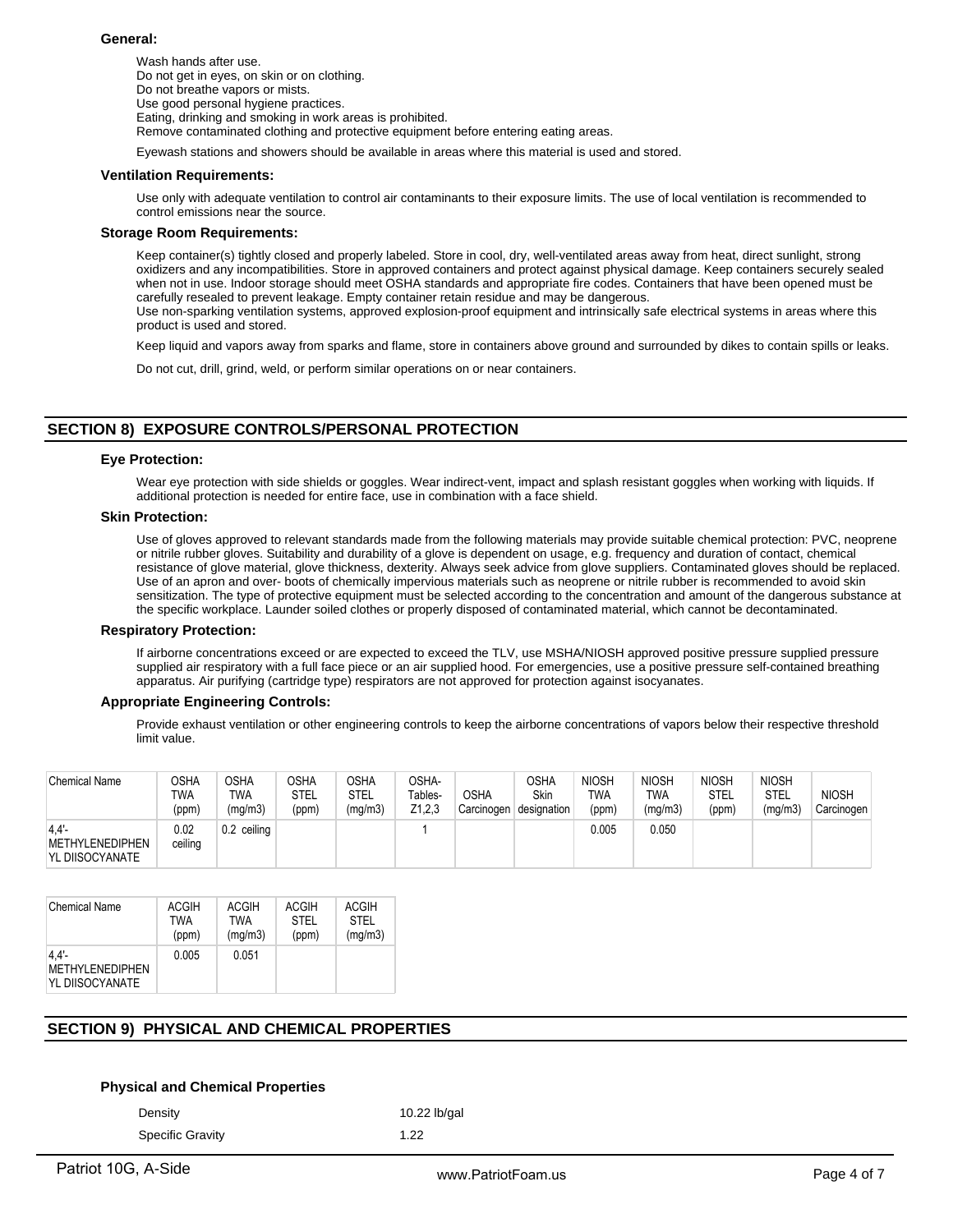**General:**

Wash hands after use.
Do not get in eyes, on skin or on clothing.
Do not breathe vapors or mists.
Use good personal hygiene practices.
Eating, drinking and smoking in work areas is prohibited.
Remove contaminated clothing and protective equipment before entering eating areas.

Eyewash stations and showers should be available in areas where this material is used and stored.

**Ventilation Requirements:**

Use only with adequate ventilation to control air contaminants to their exposure limits. The use of local ventilation is recommended to control emissions near the source.

**Storage Room Requirements:**

Keep container(s) tightly closed and properly labeled. Store in cool, dry, well-ventilated areas away from heat, direct sunlight, strong oxidizers and any incompatibilities. Store in approved containers and protect against physical damage. Keep containers securely sealed when not in use. Indoor storage should meet OSHA standards and appropriate fire codes. Containers that have been opened must be carefully resealed to prevent leakage. Empty container retain residue and may be dangerous.
Use non-sparking ventilation systems, approved explosion-proof equipment and intrinsically safe electrical systems in areas where this product is used and stored.

Keep liquid and vapors away from sparks and flame, store in containers above ground and surrounded by dikes to contain spills or leaks.

Do not cut, drill, grind, weld, or perform similar operations on or near containers.

## SECTION 8) EXPOSURE CONTROLS/PERSONAL PROTECTION

**Eye Protection:**

Wear eye protection with side shields or goggles. Wear indirect-vent, impact and splash resistant goggles when working with liquids. If additional protection is needed for entire face, use in combination with a face shield.

**Skin Protection:**

Use of gloves approved to relevant standards made from the following materials may provide suitable chemical protection: PVC, neoprene or nitrile rubber gloves. Suitability and durability of a glove is dependent on usage, e.g. frequency and duration of contact, chemical resistance of glove material, glove thickness, dexterity. Always seek advice from glove suppliers. Contaminated gloves should be replaced. Use of an apron and over- boots of chemically impervious materials such as neoprene or nitrile rubber is recommended to avoid skin sensitization. The type of protective equipment must be selected according to the concentration and amount of the dangerous substance at the specific workplace. Launder soiled clothes or properly disposed of contaminated material, which cannot be decontaminated.

**Respiratory Protection:**

If airborne concentrations exceed or are expected to exceed the TLV, use MSHA/NIOSH approved positive pressure supplied pressure supplied air respiratory with a full face piece or an air supplied hood. For emergencies, use a positive pressure self-contained breathing apparatus. Air purifying (cartridge type) respirators are not approved for protection against isocyanates.

**Appropriate Engineering Controls:**

Provide exhaust ventilation or other engineering controls to keep the airborne concentrations of vapors below their respective threshold limit value.

| Chemical Name | OSHA TWA (ppm) | OSHA TWA (mg/m3) | OSHA STEL (ppm) | OSHA STEL (mg/m3) | OSHA- Tables- Z1,2,3 | OSHA Carcinogen | OSHA Skin designation | NIOSH TWA (ppm) | NIOSH TWA (mg/m3) | NIOSH STEL (ppm) | NIOSH STEL (mg/m3) | NIOSH Carcinogen |
|---|---|---|---|---|---|---|---|---|---|---|---|---|
| 4,4'-METHYLENEDIPHENYL DIISOCYANATE | 0.02 ceiling | 0.2 ceiling | | | 1 | | | 0.005 | 0.050 | | | |

| Chemical Name | ACGIH TWA (ppm) | ACGIH TWA (mg/m3) | ACGIH STEL (ppm) | ACGIH STEL (mg/m3) |
|---|---|---|---|---|
| 4,4'-METHYLENEDIPHENYL DIISOCYANATE | 0.005 | 0.051 | | |

## SECTION 9) PHYSICAL AND CHEMICAL PROPERTIES

**Physical and Chemical Properties**

| | |
|---|---|
| Density | 10.22 lb/gal |
| Specific Gravity | 1.22 |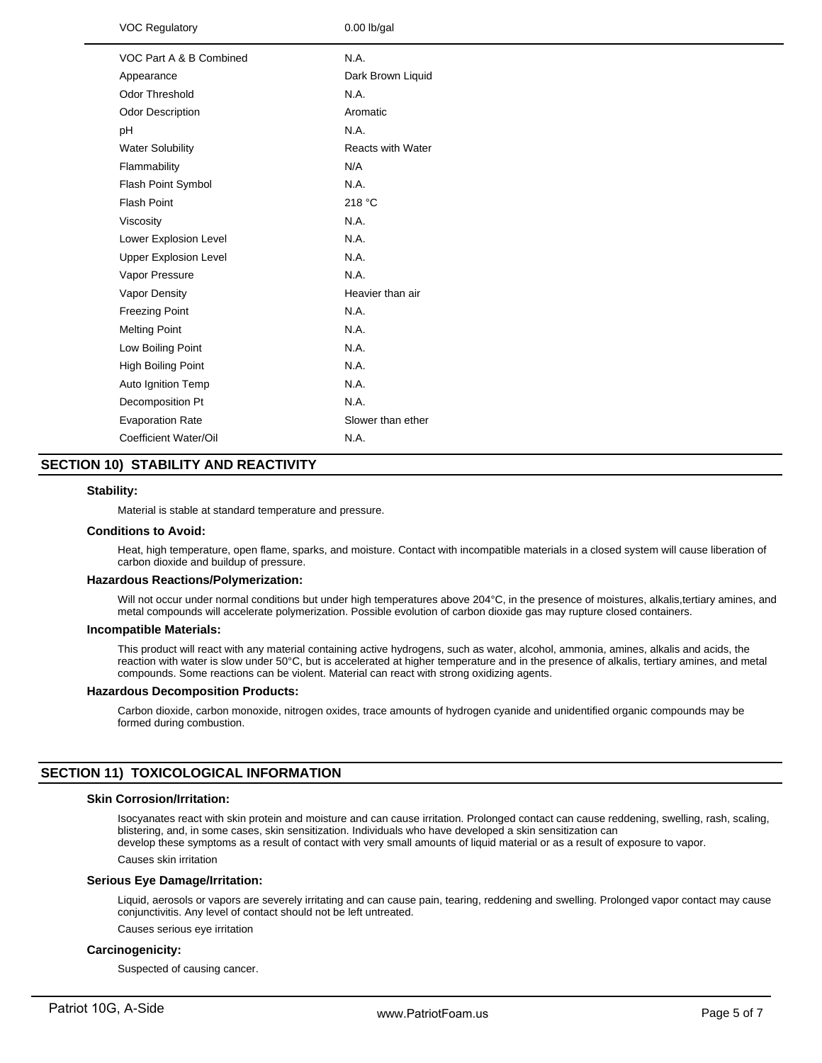| | |
|---|---|
| VOC Regulatory | 0.00 lb/gal |
| VOC Part A & B Combined | N.A. |
| Appearance | Dark Brown Liquid |
| Odor Threshold | N.A. |
| Odor Description | Aromatic |
| pH | N.A. |
| Water Solubility | Reacts with Water |
| Flammability | N/A |
| Flash Point Symbol | N.A. |
| Flash Point | 218 °C |
| Viscosity | N.A. |
| Lower Explosion Level | N.A. |
| Upper Explosion Level | N.A. |
| Vapor Pressure | N.A. |
| Vapor Density | Heavier than air |
| Freezing Point | N.A. |
| Melting Point | N.A. |
| Low Boiling Point | N.A. |
| High Boiling Point | N.A. |
| Auto Ignition Temp | N.A. |
| Decomposition Pt | N.A. |
| Evaporation Rate | Slower than ether |
| Coefficient Water/Oil | N.A. |

## SECTION 10) STABILITY AND REACTIVITY

### Stability:

Material is stable at standard temperature and pressure.

### Conditions to Avoid:

Heat, high temperature, open flame, sparks, and moisture. Contact with incompatible materials in a closed system will cause liberation of carbon dioxide and buildup of pressure.

### Hazardous Reactions/Polymerization:

Will not occur under normal conditions but under high temperatures above 204°C, in the presence of moistures, alkalis,tertiary amines, and metal compounds will accelerate polymerization. Possible evolution of carbon dioxide gas may rupture closed containers.

### Incompatible Materials:

This product will react with any material containing active hydrogens, such as water, alcohol, ammonia, amines, alkalis and acids, the reaction with water is slow under 50°C, but is accelerated at higher temperature and in the presence of alkalis, tertiary amines, and metal compounds. Some reactions can be violent. Material can react with strong oxidizing agents.

### Hazardous Decomposition Products:

Carbon dioxide, carbon monoxide, nitrogen oxides, trace amounts of hydrogen cyanide and unidentified organic compounds may be formed during combustion.

## SECTION 11) TOXICOLOGICAL INFORMATION

### Skin Corrosion/Irritation:

Isocyanates react with skin protein and moisture and can cause irritation. Prolonged contact can cause reddening, swelling, rash, scaling, blistering, and, in some cases, skin sensitization. Individuals who have developed a skin sensitization can develop these symptoms as a result of contact with very small amounts of liquid material or as a result of exposure to vapor.

Causes skin irritation

### Serious Eye Damage/Irritation:

Liquid, aerosols or vapors are severely irritating and can cause pain, tearing, reddening and swelling. Prolonged vapor contact may cause conjunctivitis. Any level of contact should not be left untreated.

Causes serious eye irritation

### Carcinogenicity:

Suspected of causing cancer.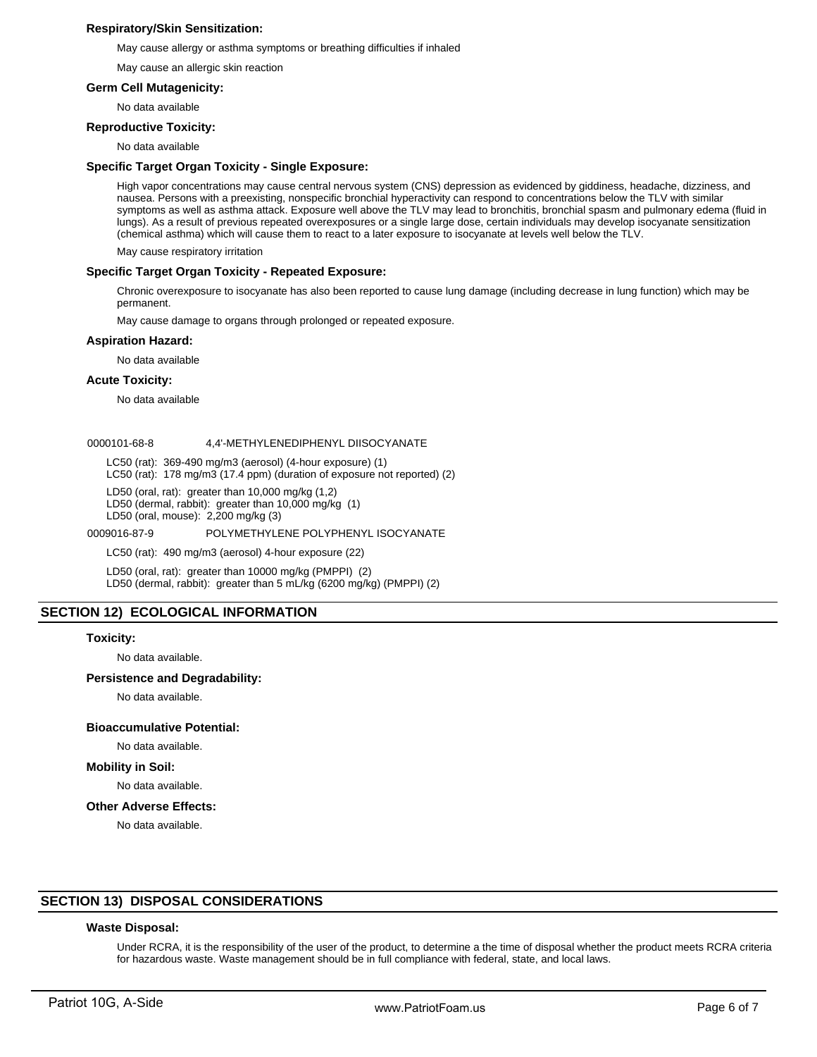**Respiratory/Skin Sensitization:**

May cause allergy or asthma symptoms or breathing difficulties if inhaled

May cause an allergic skin reaction

**Germ Cell Mutagenicity:**

No data available

**Reproductive Toxicity:**

No data available

**Specific Target Organ Toxicity - Single Exposure:**

High vapor concentrations may cause central nervous system (CNS) depression as evidenced by giddiness, headache, dizziness, and nausea. Persons with a preexisting, nonspecific bronchial hyperactivity can respond to concentrations below the TLV with similar symptoms as well as asthma attack. Exposure well above the TLV may lead to bronchitis, bronchial spasm and pulmonary edema (fluid in lungs). As a result of previous repeated overexposures or a single large dose, certain individuals may develop isocyanate sensitization (chemical asthma) which will cause them to react to a later exposure to isocyanate at levels well below the TLV.

May cause respiratory irritation

**Specific Target Organ Toxicity - Repeated Exposure:**

Chronic overexposure to isocyanate has also been reported to cause lung damage (including decrease in lung function) which may be permanent.

May cause damage to organs through prolonged or repeated exposure.

**Aspiration Hazard:**

No data available

**Acute Toxicity:**

No data available

0000101-68-8 4,4'-METHYLENEDIPHENYL DIISOCYANATE

LC50 (rat): 369-490 mg/m3 (aerosol) (4-hour exposure) (1)
LC50 (rat): 178 mg/m3 (17.4 ppm) (duration of exposure not reported) (2)

LD50 (oral, rat): greater than 10,000 mg/kg (1,2)
LD50 (dermal, rabbit): greater than 10,000 mg/kg (1)
LD50 (oral, mouse): 2,200 mg/kg (3)

0009016-87-9 POLYMETHYLENE POLYPHENYL ISOCYANATE

LC50 (rat): 490 mg/m3 (aerosol) 4-hour exposure (22)

LD50 (oral, rat): greater than 10000 mg/kg (PMPPI) (2)
LD50 (dermal, rabbit): greater than 5 mL/kg (6200 mg/kg) (PMPPI) (2)

## SECTION 12) ECOLOGICAL INFORMATION

**Toxicity:**

No data available.

**Persistence and Degradability:**

No data available.

**Bioaccumulative Potential:**

No data available.

**Mobility in Soil:**

No data available.

**Other Adverse Effects:**

No data available.

## SECTION 13) DISPOSAL CONSIDERATIONS

**Waste Disposal:**

Under RCRA, it is the responsibility of the user of the product, to determine a the time of disposal whether the product meets RCRA criteria for hazardous waste. Waste management should be in full compliance with federal, state, and local laws.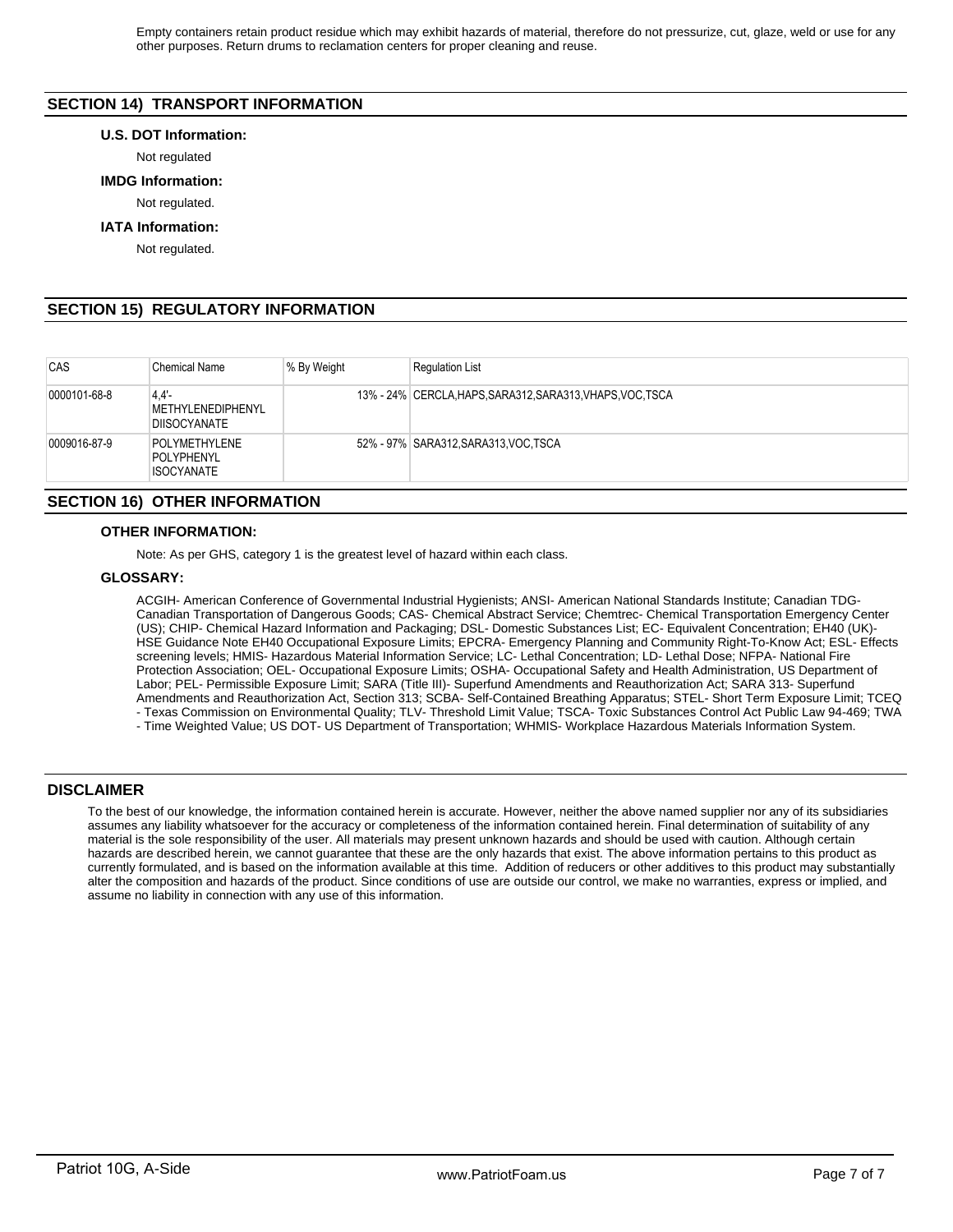Empty containers retain product residue which may exhibit hazards of material, therefore do not pressurize, cut, glaze, weld or use for any other purposes. Return drums to reclamation centers for proper cleaning and reuse.

## SECTION 14) TRANSPORT INFORMATION

### U.S. DOT Information:

Not regulated

### IMDG Information:

Not regulated.

### IATA Information:

Not regulated.

## SECTION 15) REGULATORY INFORMATION

| CAS | Chemical Name | % By Weight | Regulation List |
|---|---|---|---|
| 0000101-68-8 | 4,4'-METHYLENEDIPHENYL DIISOCYANATE | 13% - 24% | CERCLA,HAPS,SARA312,SARA313,VHAPS,VOC,TSCA |
| 0009016-87-9 | POLYMETHYLENE POLYPHENYL ISOCYANATE | 52% - 97% | SARA312,SARA313,VOC,TSCA |

## SECTION 16) OTHER INFORMATION

### OTHER INFORMATION:

Note: As per GHS, category 1 is the greatest level of hazard within each class.

### GLOSSARY:

ACGIH- American Conference of Governmental Industrial Hygienists; ANSI- American National Standards Institute; Canadian TDG- Canadian Transportation of Dangerous Goods; CAS- Chemical Abstract Service; Chemtrec- Chemical Transportation Emergency Center (US); CHIP- Chemical Hazard Information and Packaging; DSL- Domestic Substances List; EC- Equivalent Concentration; EH40 (UK)- HSE Guidance Note EH40 Occupational Exposure Limits; EPCRA- Emergency Planning and Community Right-To-Know Act; ESL- Effects screening levels; HMIS- Hazardous Material Information Service; LC- Lethal Concentration; LD- Lethal Dose; NFPA- National Fire Protection Association; OEL- Occupational Exposure Limits; OSHA- Occupational Safety and Health Administration, US Department of Labor; PEL- Permissible Exposure Limit; SARA (Title III)- Superfund Amendments and Reauthorization Act; SARA 313- Superfund Amendments and Reauthorization Act, Section 313; SCBA- Self-Contained Breathing Apparatus; STEL- Short Term Exposure Limit; TCEQ - Texas Commission on Environmental Quality; TLV- Threshold Limit Value; TSCA- Toxic Substances Control Act Public Law 94-469; TWA - Time Weighted Value; US DOT- US Department of Transportation; WHMIS- Workplace Hazardous Materials Information System.

## DISCLAIMER

To the best of our knowledge, the information contained herein is accurate. However, neither the above named supplier nor any of its subsidiaries assumes any liability whatsoever for the accuracy or completeness of the information contained herein. Final determination of suitability of any material is the sole responsibility of the user. All materials may present unknown hazards and should be used with caution. Although certain hazards are described herein, we cannot guarantee that these are the only hazards that exist. The above information pertains to this product as currently formulated, and is based on the information available at this time. Addition of reducers or other additives to this product may substantially alter the composition and hazards of the product. Since conditions of use are outside our control, we make no warranties, express or implied, and assume no liability in connection with any use of this information.